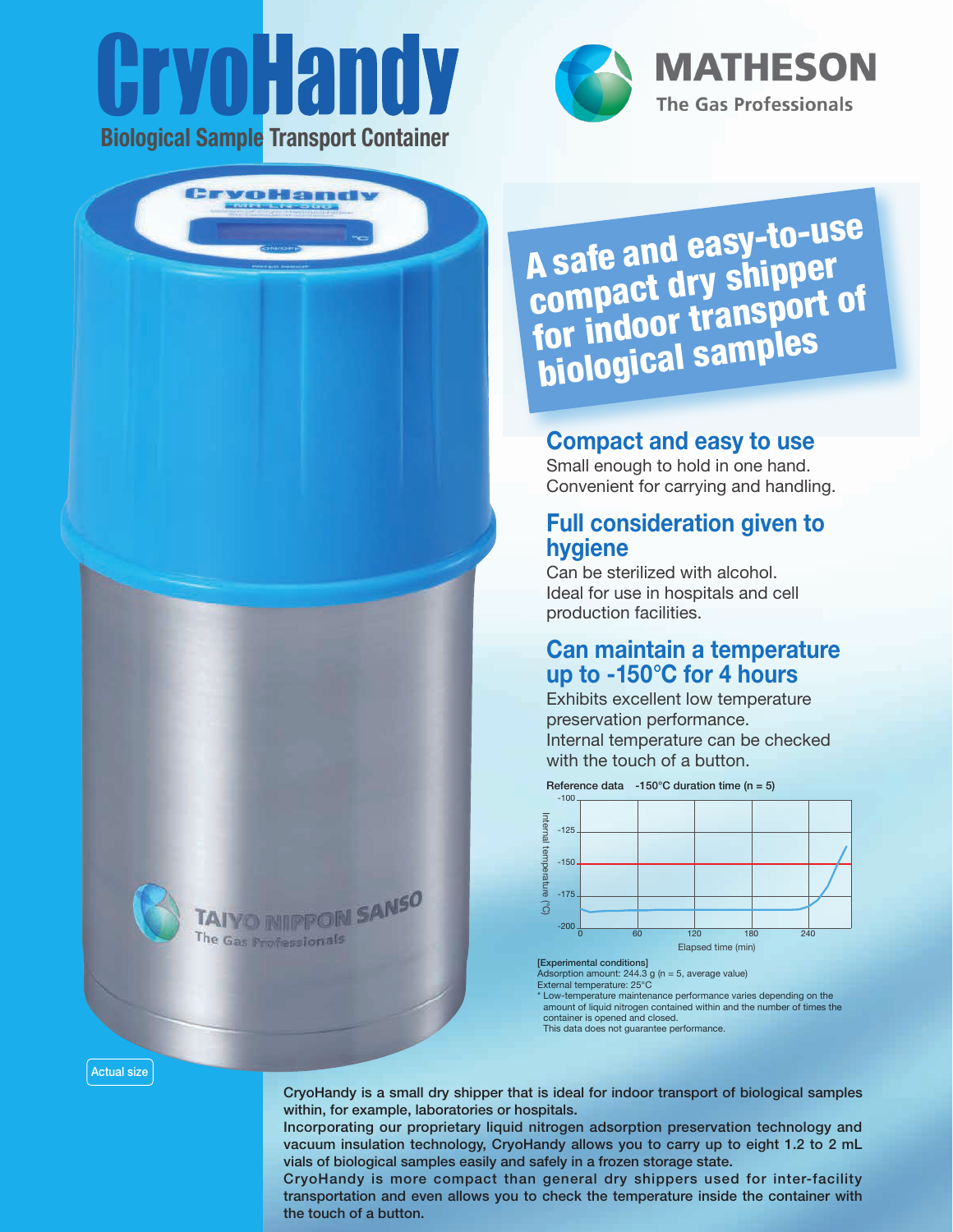# CryoHandy

**Biological Sample Transport Container**

**MATHESON**
The Gas Professionals

## A safe and easy-to-use compact dry shipper for indoor transport of biological samples

### Compact and easy to use

Small enough to hold in one hand.
Convenient for carrying and handling.

### Full consideration given to hygiene

Can be sterilized with alcohol.
Ideal for use in hospitals and cell production facilities.

### Can maintain a temperature up to -150°C for 4 hours

Exhibits excellent low temperature preservation performance.
Internal temperature can be checked with the touch of a button.

Reference data -150°C duration time (n = 5)

Internal temperature (°C) vs. Elapsed time (min)

[Experimental conditions]
Adsorption amount: 244.3 g (n = 5, average value)
External temperature: 25°C
* Low-temperature maintenance performance varies depending on the amount of liquid nitrogen contained within and the number of times the container is opened and closed.
This data does not guarantee performance.

Actual size

CryoHandy is a small dry shipper that is ideal for indoor transport of biological samples within, for example, laboratories or hospitals.
Incorporating our proprietary liquid nitrogen adsorption preservation technology and vacuum insulation technology, CryoHandy allows you to carry up to eight 1.2 to 2 mL vials of biological samples easily and safely in a frozen storage state.
CryoHandy is more compact than general dry shippers used for inter-facility transportation and even allows you to check the temperature inside the container with the touch of a button.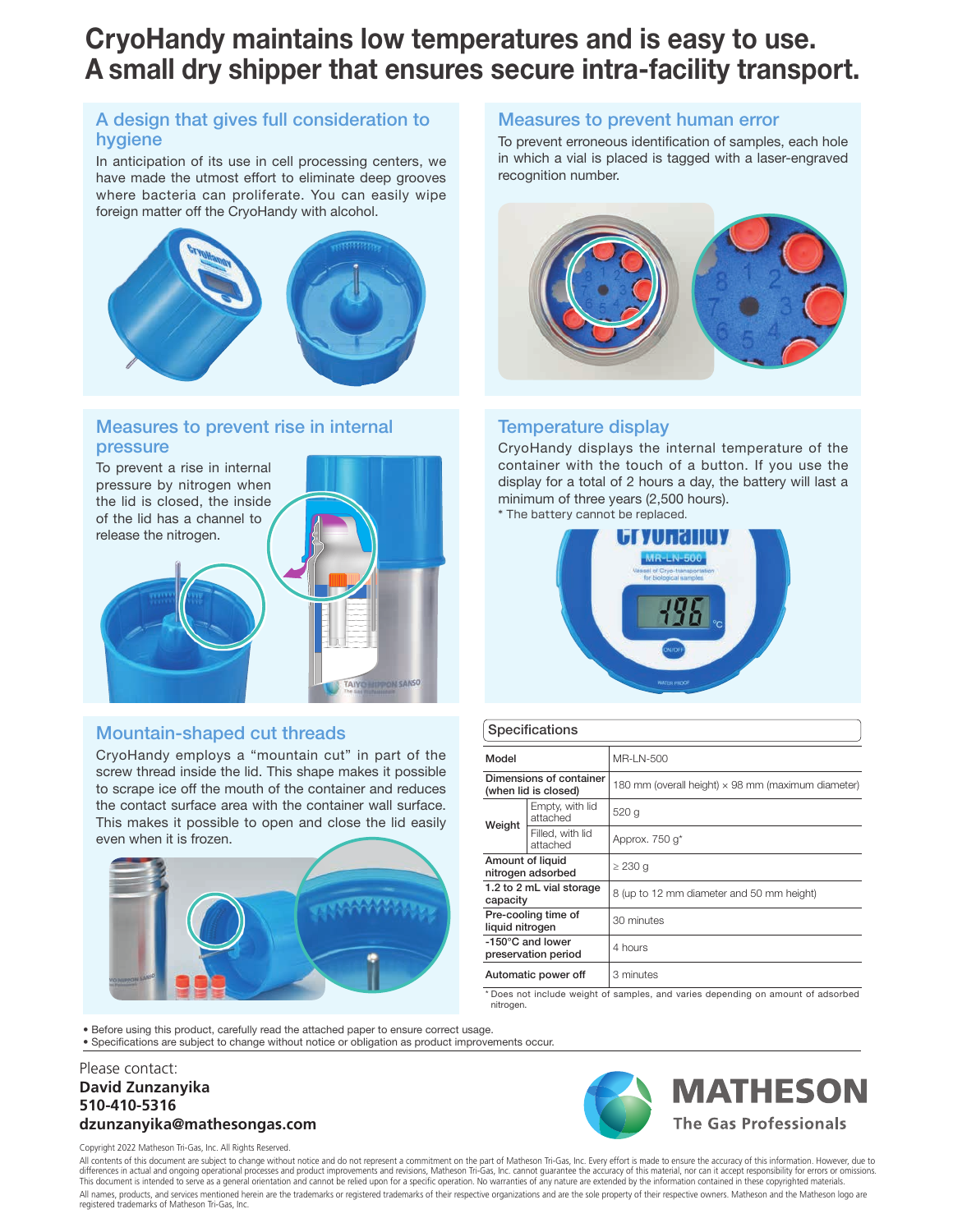# CryoHandy maintains low temperatures and is easy to use. A small dry shipper that ensures secure intra-facility transport.

## A design that gives full consideration to hygiene

In anticipation of its use in cell processing centers, we have made the utmost effort to eliminate deep grooves where bacteria can proliferate. You can easily wipe foreign matter off the CryoHandy with alcohol.

## Measures to prevent rise in internal pressure

To prevent a rise in internal pressure by nitrogen when the lid is closed, the inside of the lid has a channel to release the nitrogen.

## Mountain-shaped cut threads

CryoHandy employs a "mountain cut" in part of the screw thread inside the lid. This shape makes it possible to scrape ice off the mouth of the container and reduces the contact surface area with the container wall surface. This makes it possible to open and close the lid easily even when it is frozen.

## Measures to prevent human error

To prevent erroneous identification of samples, each hole in which a vial is placed is tagged with a laser-engraved recognition number.

## Temperature display

CryoHandy displays the internal temperature of the container with the touch of a button. If you use the display for a total of 2 hours a day, the battery will last a minimum of three years (2,500 hours).

* The battery cannot be replaced.

## Specifications

| | | |
|---|---|---|
| Model | | MR-LN-500 |
| Dimensions of container (when lid is closed) | | 180 mm (overall height) × 98 mm (maximum diameter) |
| Weight | Empty, with lid attached | 520 g |
| | Filled, with lid attached | Approx. 750 g* |
| Amount of liquid nitrogen adsorbed | | ≥ 230 g |
| 1.2 to 2 mL vial storage capacity | | 8 (up to 12 mm diameter and 50 mm height) |
| Pre-cooling time of liquid nitrogen | | 30 minutes |
| -150°C and lower preservation period | | 4 hours |
| Automatic power off | | 3 minutes |

* Does not include weight of samples, and varies depending on amount of adsorbed nitrogen.

- Before using this product, carefully read the attached paper to ensure correct usage.
- Specifications are subject to change without notice or obligation as product improvements occur.

Please contact:
**David Zunzanyika**
**510-410-5316**
**dzunzanyika@mathesongas.com**

**MATHESON**
The Gas Professionals

Copyright 2022 Matheson Tri-Gas, Inc. All Rights Reserved.

All contents of this document are subject to change without notice and do not represent a commitment on the part of Matheson Tri-Gas, Inc. Every effort is made to ensure the accuracy of this information. However, due to differences in actual and ongoing operational processes and product improvements and revisions, Matheson Tri-Gas, Inc. cannot guarantee the accuracy of this material, nor can it accept responsibility for errors or omissions. This document is intended to serve as a general orientation and cannot be relied upon for a specific operation. No warranties of any nature are extended by the information contained in these copyrighted materials.

All names, products, and services mentioned herein are the trademarks or registered trademarks of their respective organizations and are the sole property of their respective owners. Matheson and the Matheson logo are registered trademarks of Matheson Tri-Gas, Inc.